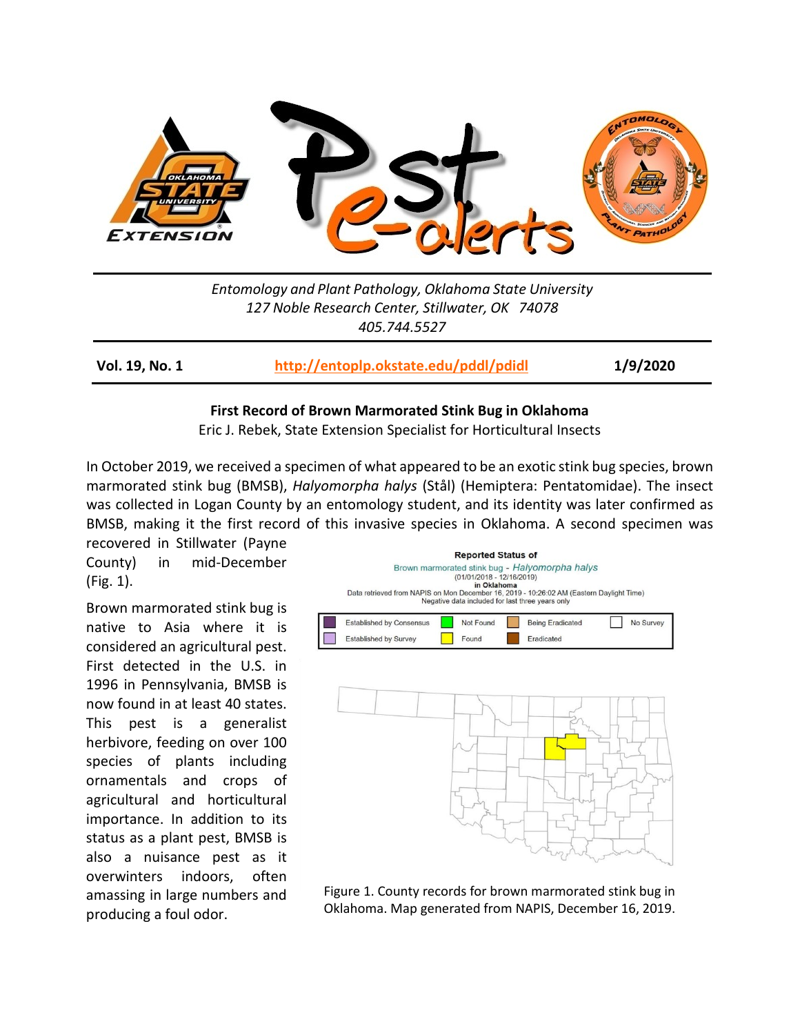Entomology and Plant Pathology, Oklahoma State University
127 Noble Research Center, Stillwater, OK 74078
405.744.5527

**Vol. 19, No. 1** | **http://entoplp.okstate.edu/pddl/pdidl** | **1/9/2020**

## First Record of Brown Marmorated Stink Bug in Oklahoma

Eric J. Rebek, State Extension Specialist for Horticultural Insects

In October 2019, we received a specimen of what appeared to be an exotic stink bug species, brown marmorated stink bug (BMSB), *Halyomorpha halys* (Stål) (Hemiptera: Pentatomidae). The insect was collected in Logan County by an entomology student, and its identity was later confirmed as BMSB, making it the first record of this invasive species in Oklahoma. A second specimen was recovered in Stillwater (Payne County) in mid-December (Fig. 1).

Brown marmorated stink bug is native to Asia where it is considered an agricultural pest. First detected in the U.S. in 1996 in Pennsylvania, BMSB is now found in at least 40 states. This pest is a generalist herbivore, feeding on over 100 species of plants including ornamentals and crops of agricultural and horticultural importance. In addition to its status as a plant pest, BMSB is also a nuisance pest as it overwinters indoors, often amassing in large numbers and producing a foul odor.

Figure 1. County records for brown marmorated stink bug in Oklahoma. Map generated from NAPIS, December 16, 2019.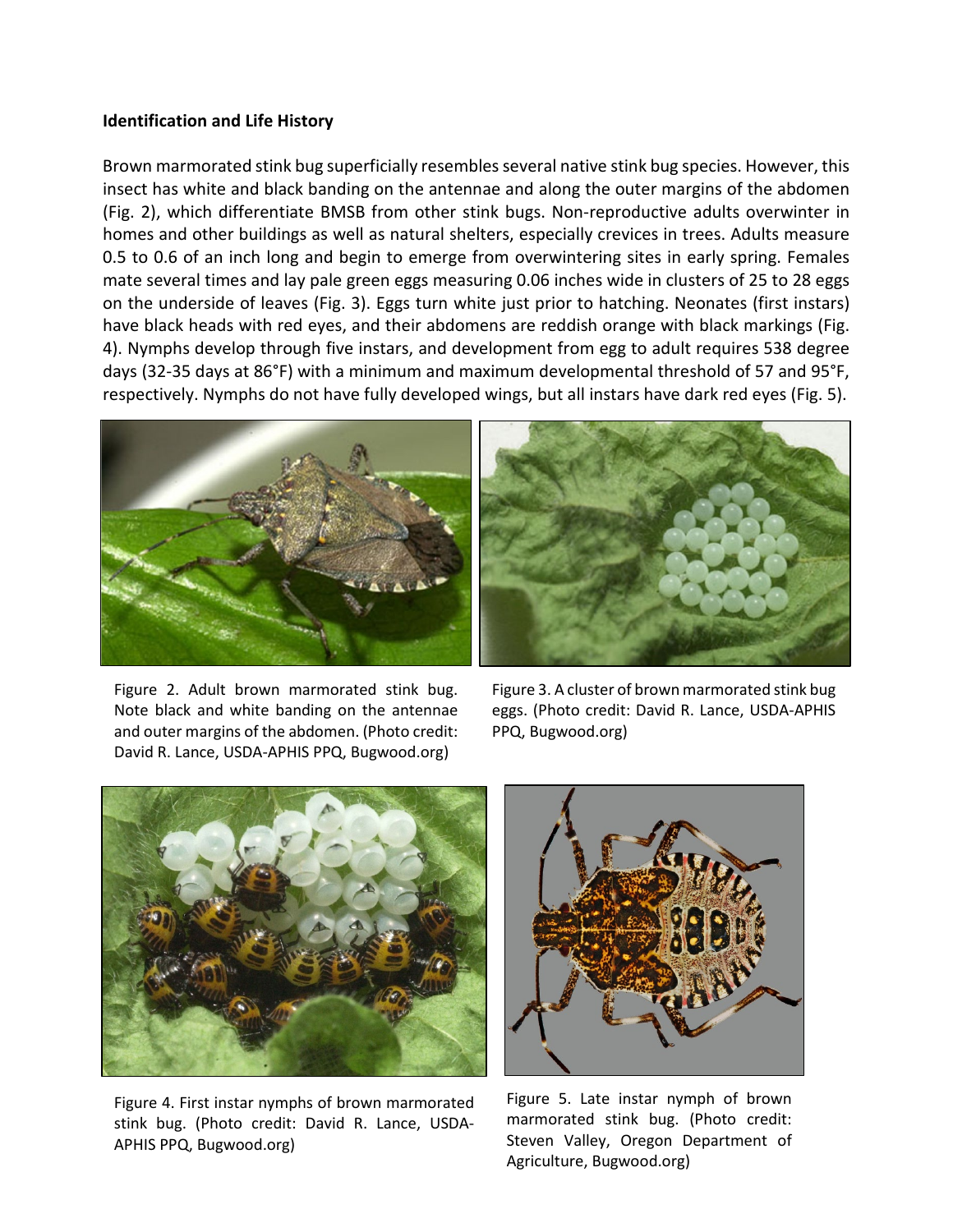### Identification and Life History

Brown marmorated stink bug superficially resembles several native stink bug species. However, this insect has white and black banding on the antennae and along the outer margins of the abdomen (Fig. 2), which differentiate BMSB from other stink bugs. Non-reproductive adults overwinter in homes and other buildings as well as natural shelters, especially crevices in trees. Adults measure 0.5 to 0.6 of an inch long and begin to emerge from overwintering sites in early spring. Females mate several times and lay pale green eggs measuring 0.06 inches wide in clusters of 25 to 28 eggs on the underside of leaves (Fig. 3). Eggs turn white just prior to hatching. Neonates (first instars) have black heads with red eyes, and their abdomens are reddish orange with black markings (Fig. 4). Nymphs develop through five instars, and development from egg to adult requires 538 degree days (32-35 days at 86°F) with a minimum and maximum developmental threshold of 57 and 95°F, respectively. Nymphs do not have fully developed wings, but all instars have dark red eyes (Fig. 5).

Figure 2. Adult brown marmorated stink bug. Note black and white banding on the antennae and outer margins of the abdomen. (Photo credit: David R. Lance, USDA-APHIS PPQ, Bugwood.org)

Figure 3. A cluster of brown marmorated stink bug eggs. (Photo credit: David R. Lance, USDA-APHIS PPQ, Bugwood.org)

Figure 4. First instar nymphs of brown marmorated stink bug. (Photo credit: David R. Lance, USDA-APHIS PPQ, Bugwood.org)

Figure 5. Late instar nymph of brown marmorated stink bug. (Photo credit: Steven Valley, Oregon Department of Agriculture, Bugwood.org)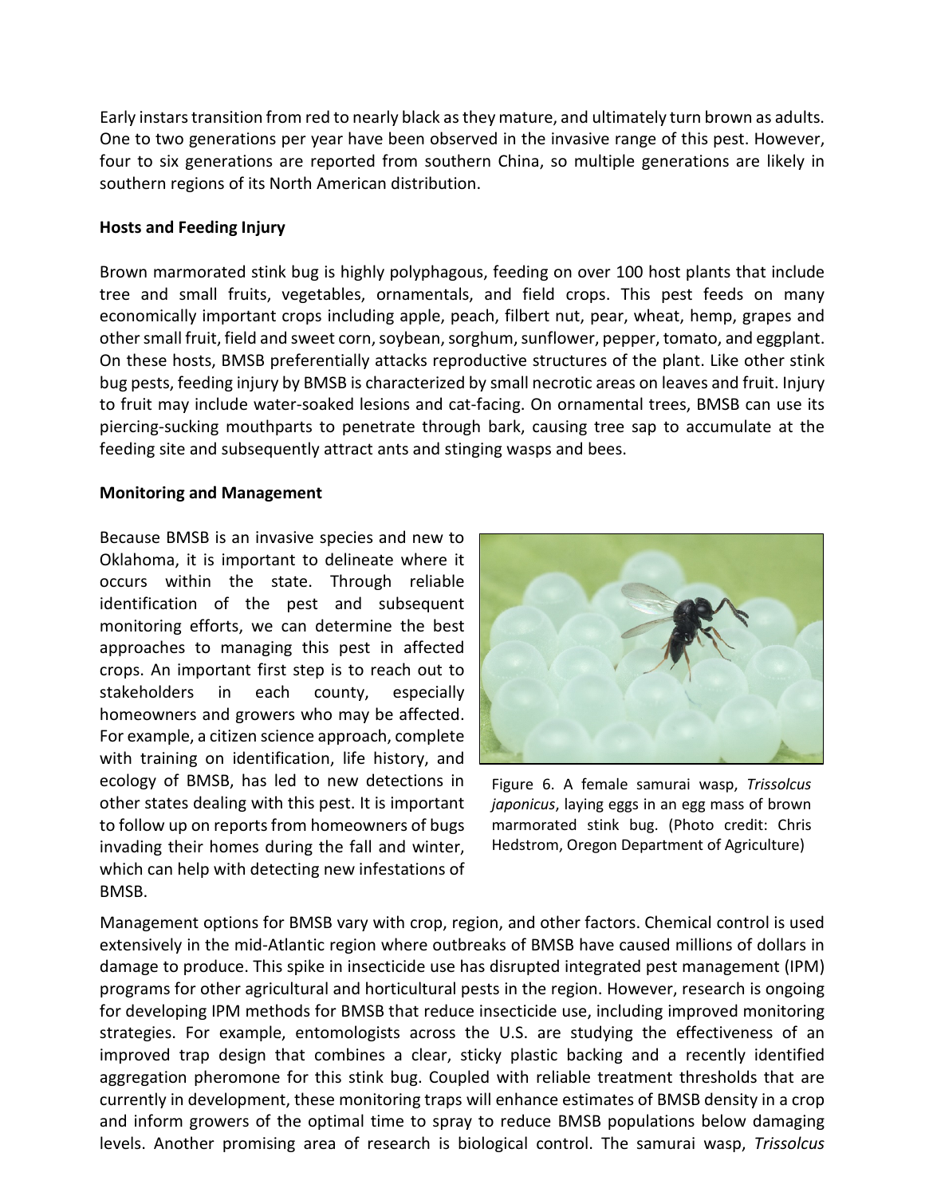Early instars transition from red to nearly black as they mature, and ultimately turn brown as adults. One to two generations per year have been observed in the invasive range of this pest. However, four to six generations are reported from southern China, so multiple generations are likely in southern regions of its North American distribution.

**Hosts and Feeding Injury**

Brown marmorated stink bug is highly polyphagous, feeding on over 100 host plants that include tree and small fruits, vegetables, ornamentals, and field crops. This pest feeds on many economically important crops including apple, peach, filbert nut, pear, wheat, hemp, grapes and other small fruit, field and sweet corn, soybean, sorghum, sunflower, pepper, tomato, and eggplant. On these hosts, BMSB preferentially attacks reproductive structures of the plant. Like other stink bug pests, feeding injury by BMSB is characterized by small necrotic areas on leaves and fruit. Injury to fruit may include water-soaked lesions and cat-facing. On ornamental trees, BMSB can use its piercing-sucking mouthparts to penetrate through bark, causing tree sap to accumulate at the feeding site and subsequently attract ants and stinging wasps and bees.

**Monitoring and Management**

Because BMSB is an invasive species and new to Oklahoma, it is important to delineate where it occurs within the state. Through reliable identification of the pest and subsequent monitoring efforts, we can determine the best approaches to managing this pest in affected crops. An important first step is to reach out to stakeholders in each county, especially homeowners and growers who may be affected. For example, a citizen science approach, complete with training on identification, life history, and ecology of BMSB, has led to new detections in other states dealing with this pest. It is important to follow up on reports from homeowners of bugs invading their homes during the fall and winter, which can help with detecting new infestations of BMSB.

Figure 6. A female samurai wasp, *Trissolcus japonicus*, laying eggs in an egg mass of brown marmorated stink bug. (Photo credit: Chris Hedstrom, Oregon Department of Agriculture)

Management options for BMSB vary with crop, region, and other factors. Chemical control is used extensively in the mid-Atlantic region where outbreaks of BMSB have caused millions of dollars in damage to produce. This spike in insecticide use has disrupted integrated pest management (IPM) programs for other agricultural and horticultural pests in the region. However, research is ongoing for developing IPM methods for BMSB that reduce insecticide use, including improved monitoring strategies. For example, entomologists across the U.S. are studying the effectiveness of an improved trap design that combines a clear, sticky plastic backing and a recently identified aggregation pheromone for this stink bug. Coupled with reliable treatment thresholds that are currently in development, these monitoring traps will enhance estimates of BMSB density in a crop and inform growers of the optimal time to spray to reduce BMSB populations below damaging levels. Another promising area of research is biological control. The samurai wasp, *Trissolcus*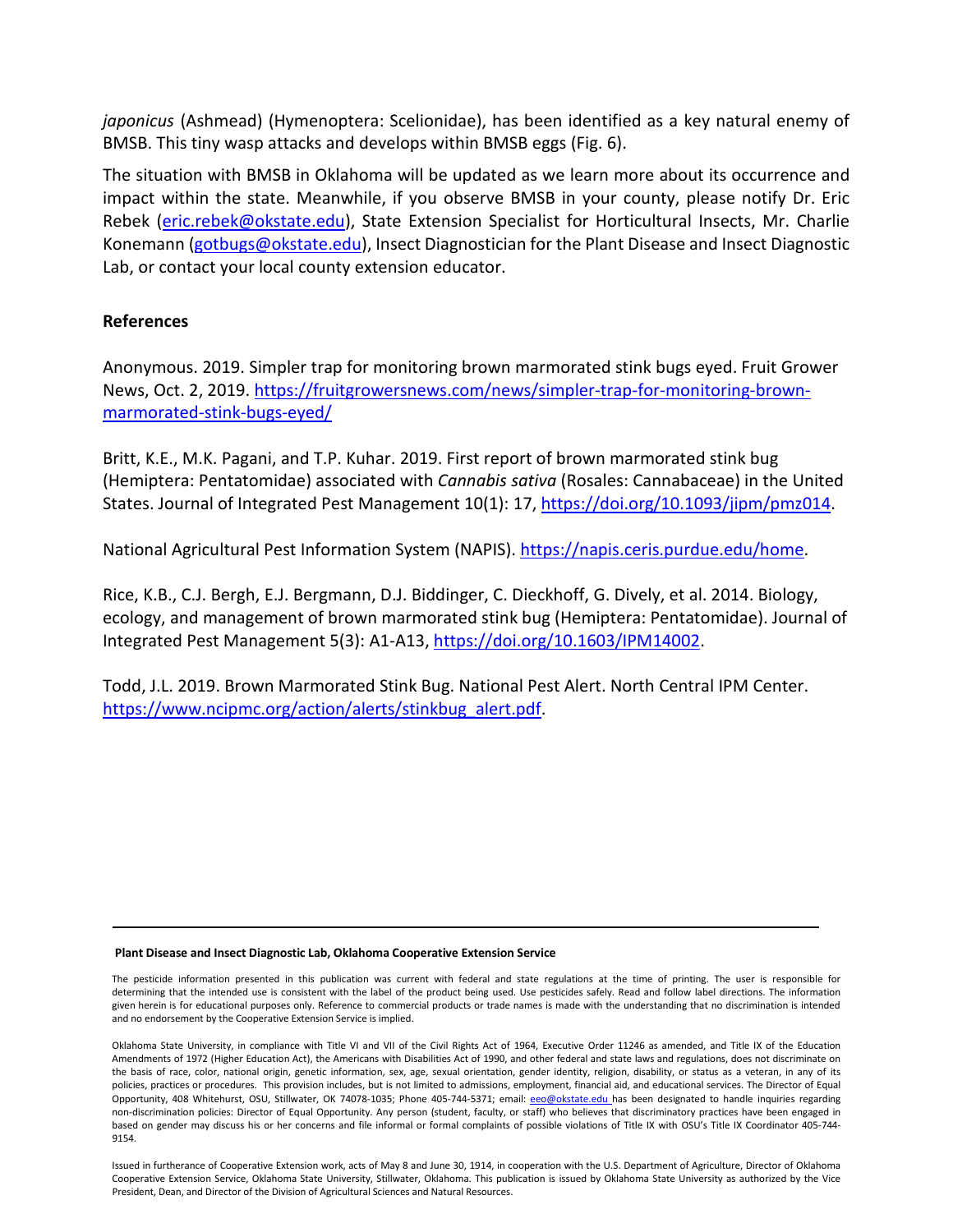*japonicus* (Ashmead) (Hymenoptera: Scelionidae), has been identified as a key natural enemy of BMSB. This tiny wasp attacks and develops within BMSB eggs (Fig. 6).

The situation with BMSB in Oklahoma will be updated as we learn more about its occurrence and impact within the state. Meanwhile, if you observe BMSB in your county, please notify Dr. Eric Rebek (eric.rebek@okstate.edu), State Extension Specialist for Horticultural Insects, Mr. Charlie Konemann (gotbugs@okstate.edu), Insect Diagnostician for the Plant Disease and Insect Diagnostic Lab, or contact your local county extension educator.

## References

Anonymous. 2019. Simpler trap for monitoring brown marmorated stink bugs eyed. Fruit Grower News, Oct. 2, 2019. https://fruitgrowersnews.com/news/simpler-trap-for-monitoring-brown-marmorated-stink-bugs-eyed/

Britt, K.E., M.K. Pagani, and T.P. Kuhar. 2019. First report of brown marmorated stink bug (Hemiptera: Pentatomidae) associated with *Cannabis sativa* (Rosales: Cannabaceae) in the United States. Journal of Integrated Pest Management 10(1): 17, https://doi.org/10.1093/jipm/pmz014.

National Agricultural Pest Information System (NAPIS). https://napis.ceris.purdue.edu/home.

Rice, K.B., C.J. Bergh, E.J. Bergmann, D.J. Biddinger, C. Dieckhoff, G. Dively, et al. 2014. Biology, ecology, and management of brown marmorated stink bug (Hemiptera: Pentatomidae). Journal of Integrated Pest Management 5(3): A1-A13, https://doi.org/10.1603/IPM14002.

Todd, J.L. 2019. Brown Marmorated Stink Bug. National Pest Alert. North Central IPM Center. https://www.ncipmc.org/action/alerts/stinkbug_alert.pdf.

---

**Plant Disease and Insect Diagnostic Lab, Oklahoma Cooperative Extension Service**

The pesticide information presented in this publication was current with federal and state regulations at the time of printing. The user is responsible for determining that the intended use is consistent with the label of the product being used. Use pesticides safely. Read and follow label directions. The information given herein is for educational purposes only. Reference to commercial products or trade names is made with the understanding that no discrimination is intended and no endorsement by the Cooperative Extension Service is implied.

Oklahoma State University, in compliance with Title VI and VII of the Civil Rights Act of 1964, Executive Order 11246 as amended, and Title IX of the Education Amendments of 1972 (Higher Education Act), the Americans with Disabilities Act of 1990, and other federal and state laws and regulations, does not discriminate on the basis of race, color, national origin, genetic information, sex, age, sexual orientation, gender identity, religion, disability, or status as a veteran, in any of its policies, practices or procedures. This provision includes, but is not limited to admissions, employment, financial aid, and educational services. The Director of Equal Opportunity, 408 Whitehurst, OSU, Stillwater, OK 74078-1035; Phone 405-744-5371; email: eeo@okstate.edu has been designated to handle inquiries regarding non-discrimination policies: Director of Equal Opportunity. Any person (student, faculty, or staff) who believes that discriminatory practices have been engaged in based on gender may discuss his or her concerns and file informal or formal complaints of possible violations of Title IX with OSU's Title IX Coordinator 405-744-9154.

Issued in furtherance of Cooperative Extension work, acts of May 8 and June 30, 1914, in cooperation with the U.S. Department of Agriculture, Director of Oklahoma Cooperative Extension Service, Oklahoma State University, Stillwater, Oklahoma. This publication is issued by Oklahoma State University as authorized by the Vice President, Dean, and Director of the Division of Agricultural Sciences and Natural Resources.